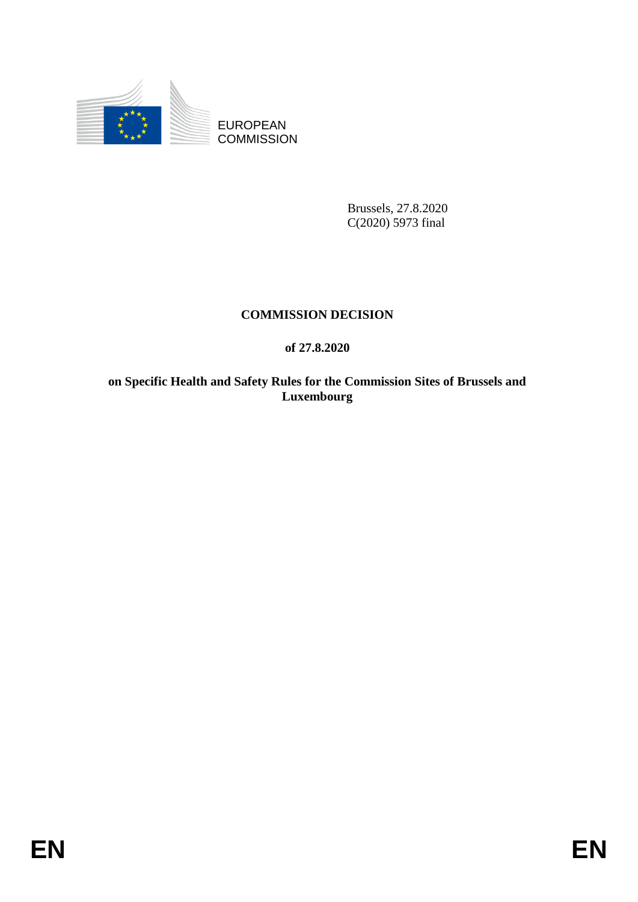EUROPEAN COMMISSION

Brussels, 27.8.2020
C(2020) 5973 final

# COMMISSION DECISION

**of 27.8.2020**

**on Specific Health and Safety Rules for the Commission Sites of Brussels and Luxembourg**

EN EN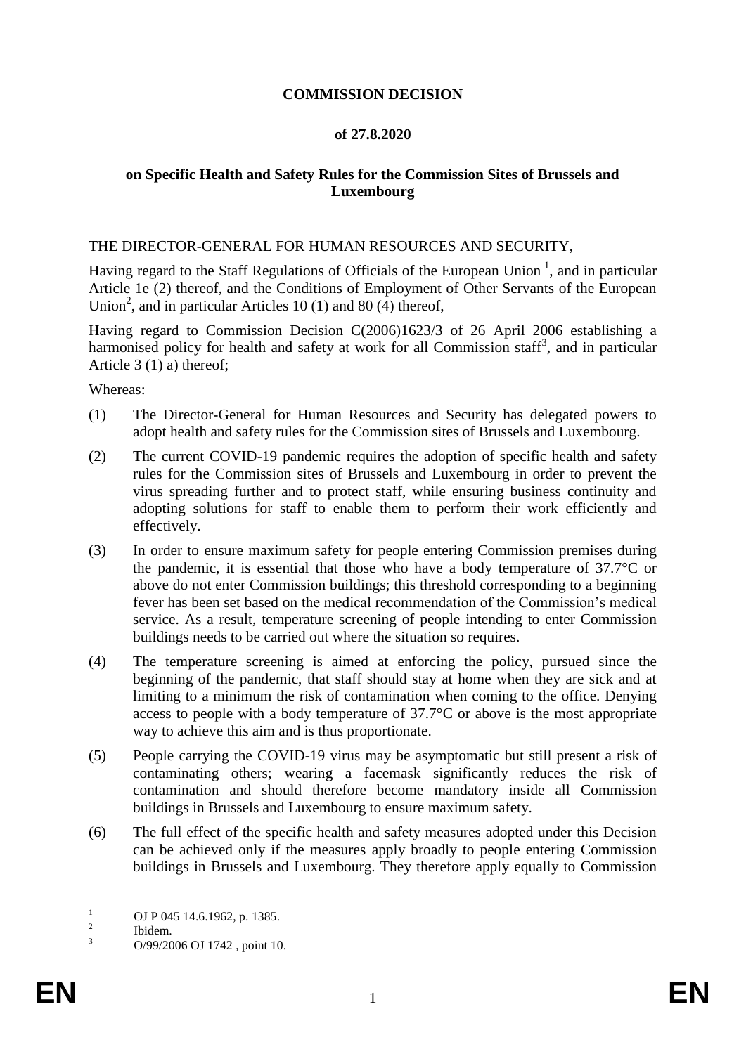**COMMISSION DECISION**

**of 27.8.2020**

**on Specific Health and Safety Rules for the Commission Sites of Brussels and Luxembourg**

THE DIRECTOR-GENERAL FOR HUMAN RESOURCES AND SECURITY,

Having regard to the Staff Regulations of Officials of the European Union [1], and in particular Article 1e (2) thereof, and the Conditions of Employment of Other Servants of the European Union[2], and in particular Articles 10 (1) and 80 (4) thereof,

Having regard to Commission Decision C(2006)1623/3 of 26 April 2006 establishing a harmonised policy for health and safety at work for all Commission staff[3], and in particular Article 3 (1) a) thereof;

Whereas:

(1) The Director-General for Human Resources and Security has delegated powers to adopt health and safety rules for the Commission sites of Brussels and Luxembourg.

(2) The current COVID-19 pandemic requires the adoption of specific health and safety rules for the Commission sites of Brussels and Luxembourg in order to prevent the virus spreading further and to protect staff, while ensuring business continuity and adopting solutions for staff to enable them to perform their work efficiently and effectively.

(3) In order to ensure maximum safety for people entering Commission premises during the pandemic, it is essential that those who have a body temperature of 37.7°C or above do not enter Commission buildings; this threshold corresponding to a beginning fever has been set based on the medical recommendation of the Commission's medical service. As a result, temperature screening of people intending to enter Commission buildings needs to be carried out where the situation so requires.

(4) The temperature screening is aimed at enforcing the policy, pursued since the beginning of the pandemic, that staff should stay at home when they are sick and at limiting to a minimum the risk of contamination when coming to the office. Denying access to people with a body temperature of 37.7°C or above is the most appropriate way to achieve this aim and is thus proportionate.

(5) People carrying the COVID-19 virus may be asymptomatic but still present a risk of contaminating others; wearing a facemask significantly reduces the risk of contamination and should therefore become mandatory inside all Commission buildings in Brussels and Luxembourg to ensure maximum safety.

(6) The full effect of the specific health and safety measures adopted under this Decision can be achieved only if the measures apply broadly to people entering Commission buildings in Brussels and Luxembourg. They therefore apply equally to Commission

---

[1] OJ P 045 14.6.1962, p. 1385.

[2] Ibidem.

[3] O/99/2006 OJ 1742 , point 10.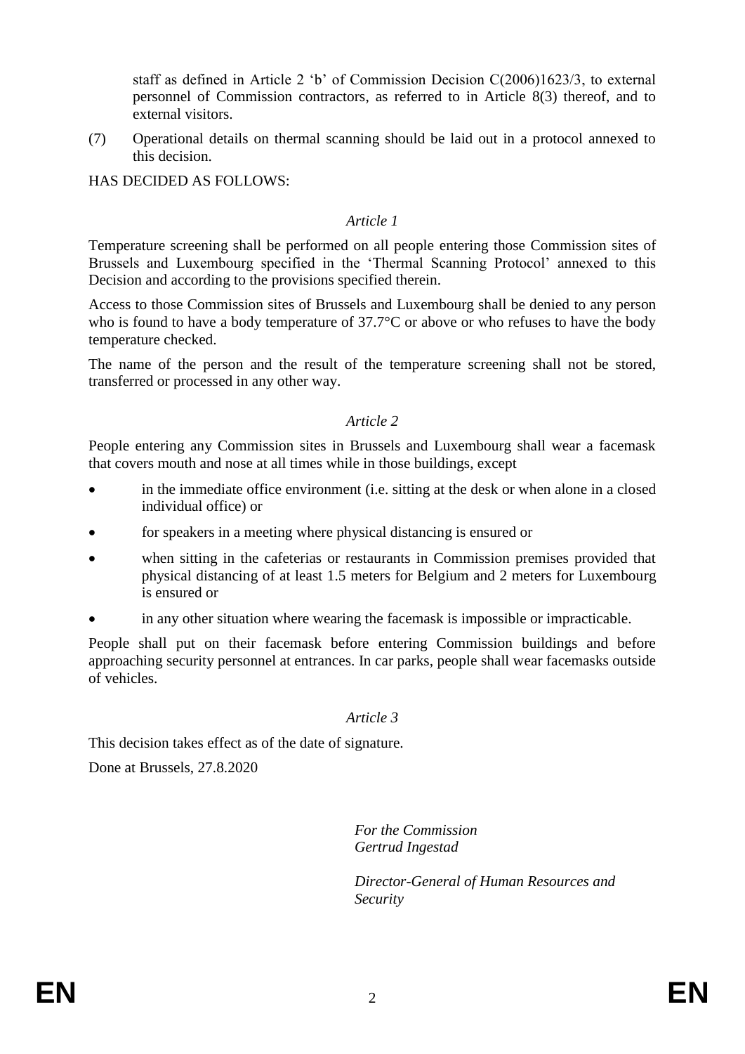staff as defined in Article 2 'b' of Commission Decision C(2006)1623/3, to external personnel of Commission contractors, as referred to in Article 8(3) thereof, and to external visitors.

(7) Operational details on thermal scanning should be laid out in a protocol annexed to this decision.

HAS DECIDED AS FOLLOWS:

*Article 1*

Temperature screening shall be performed on all people entering those Commission sites of Brussels and Luxembourg specified in the 'Thermal Scanning Protocol' annexed to this Decision and according to the provisions specified therein.

Access to those Commission sites of Brussels and Luxembourg shall be denied to any person who is found to have a body temperature of 37.7°C or above or who refuses to have the body temperature checked.

The name of the person and the result of the temperature screening shall not be stored, transferred or processed in any other way.

*Article 2*

People entering any Commission sites in Brussels and Luxembourg shall wear a facemask that covers mouth and nose at all times while in those buildings, except

- in the immediate office environment (i.e. sitting at the desk or when alone in a closed individual office) or
- for speakers in a meeting where physical distancing is ensured or
- when sitting in the cafeterias or restaurants in Commission premises provided that physical distancing of at least 1.5 meters for Belgium and 2 meters for Luxembourg is ensured or
- in any other situation where wearing the facemask is impossible or impracticable.

People shall put on their facemask before entering Commission buildings and before approaching security personnel at entrances. In car parks, people shall wear facemasks outside of vehicles.

*Article 3*

This decision takes effect as of the date of signature.

Done at Brussels, 27.8.2020

*For the Commission*
*Gertrud Ingestad*

*Director-General of Human Resources and Security*